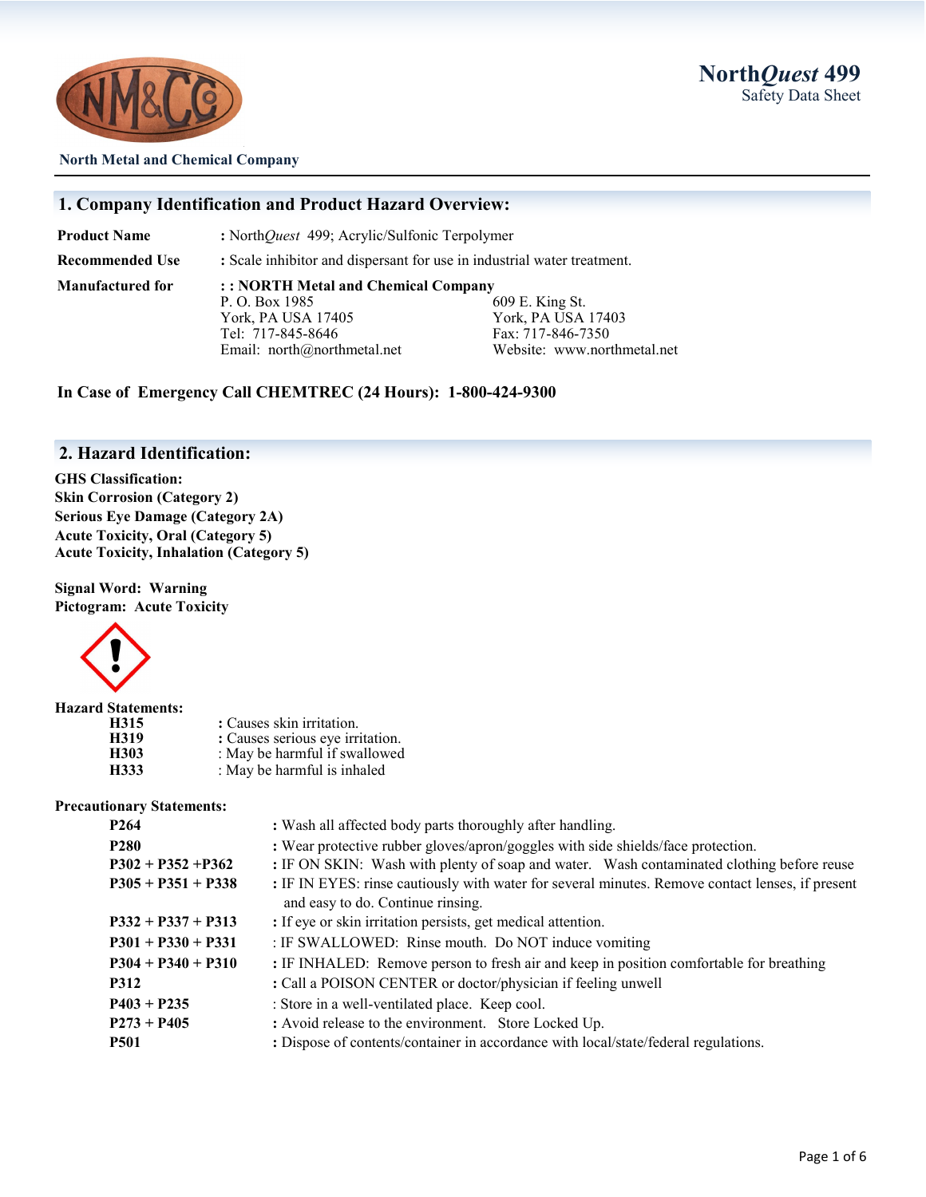North Metal and Chemical Company

**North*Quest* 499**
Safety Data Sheet

## 1. Company Identification and Product Hazard Overview:

| | |
|---|---|
| **Product Name** | **:** North*Quest* 499; Acrylic/Sulfonic Terpolymer |
| **Recommended Use** | **:** Scale inhibitor and dispersant for use in industrial water treatment. |
| **Manufactured for** | **: : NORTH Metal and Chemical Company** |

P. O. Box 1985
York, PA USA 17405
Tel: 717-845-8646
Email: north@northmetal.net

609 E. King St.
York, PA USA 17403
Fax: 717-846-7350
Website: www.northmetal.net

**In Case of Emergency Call CHEMTREC (24 Hours): 1-800-424-9300**

## 2. Hazard Identification:

**GHS Classification:**
**Skin Corrosion (Category 2)**
**Serious Eye Damage (Category 2A)**
**Acute Toxicity, Oral (Category 5)**
**Acute Toxicity, Inhalation (Category 5)**

**Signal Word: Warning**
**Pictogram: Acute Toxicity**

**Hazard Statements:**

| | |
|---|---|
| **H315** | **:** Causes skin irritation. |
| **H319** | **:** Causes serious eye irritation. |
| **H303** | : May be harmful if swallowed |
| **H333** | : May be harmful is inhaled |

**Precautionary Statements:**

| | |
|---|---|
| **P264** | **:** Wash all affected body parts thoroughly after handling. |
| **P280** | **:** Wear protective rubber gloves/apron/goggles with side shields/face protection. |
| **P302 + P352 +P362** | **:** IF ON SKIN: Wash with plenty of soap and water. Wash contaminated clothing before reuse |
| **P305 + P351 + P338** | **:** IF IN EYES: rinse cautiously with water for several minutes. Remove contact lenses, if present and easy to do. Continue rinsing. |
| **P332 + P337 + P313** | **:** If eye or skin irritation persists, get medical attention. |
| **P301 + P330 + P331** | : IF SWALLOWED: Rinse mouth. Do NOT induce vomiting |
| **P304 + P340 + P310** | **:** IF INHALED: Remove person to fresh air and keep in position comfortable for breathing |
| **P312** | **:** Call a POISON CENTER or doctor/physician if feeling unwell |
| **P403 + P235** | : Store in a well-ventilated place. Keep cool. |
| **P273 + P405** | **:** Avoid release to the environment. Store Locked Up. |
| **P501** | **:** Dispose of contents/container in accordance with local/state/federal regulations. |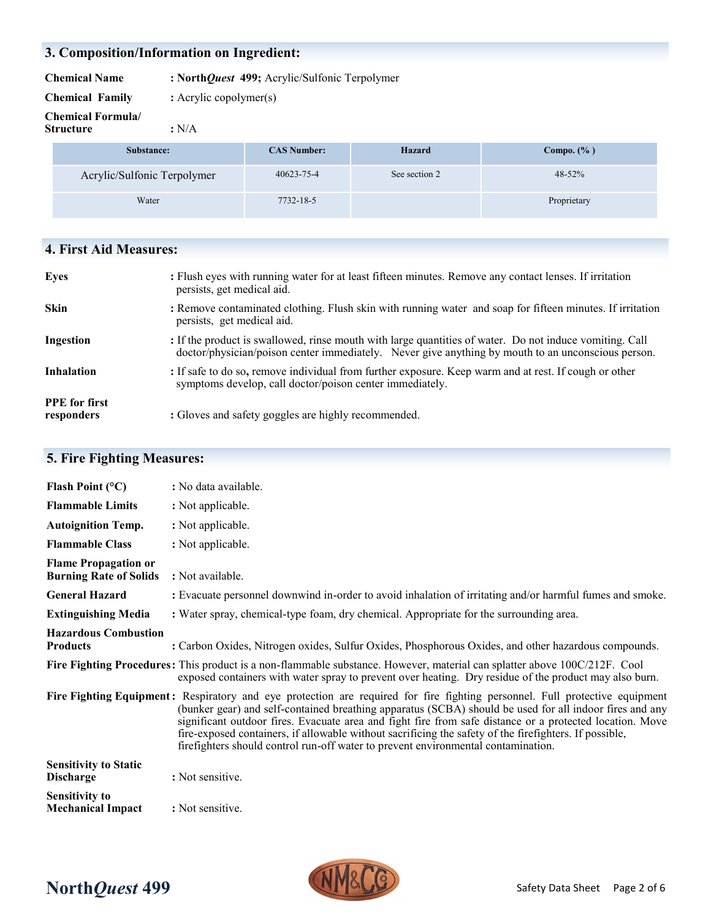## 3. Composition/Information on Ingredient:

**Chemical Name** : **North*Quest* 499;** Acrylic/Sulfonic Terpolymer

**Chemical Family** : Acrylic copolymer(s)

**Chemical Formula/ Structure** : N/A

| Substance: | CAS Number: | Hazard | Compo. (% ) |
|---|---|---|---|
| Acrylic/Sulfonic Terpolymer | 40623-75-4 | See section 2 | 48-52% |
| Water | 7732-18-5 | | Proprietary |

## 4. First Aid Measures:

**Eyes** : Flush eyes with running water for at least fifteen minutes. Remove any contact lenses. If irritation persists, get medical aid.

**Skin** : Remove contaminated clothing. Flush skin with running water and soap for fifteen minutes. If irritation persists, get medical aid.

**Ingestion** : If the product is swallowed, rinse mouth with large quantities of water. Do not induce vomiting. Call doctor/physician/poison center immediately. Never give anything by mouth to an unconscious person.

**Inhalation** : If safe to do so, remove individual from further exposure. Keep warm and at rest. If cough or other symptoms develop, call doctor/poison center immediately.

**PPE for first responders** : Gloves and safety goggles are highly recommended.

## 5. Fire Fighting Measures:

**Flash Point (°C)** : No data available.

**Flammable Limits** : Not applicable.

**Autoignition Temp.** : Not applicable.

**Flammable Class** : Not applicable.

**Flame Propagation or Burning Rate of Solids** : Not available.

**General Hazard** : Evacuate personnel downwind in-order to avoid inhalation of irritating and/or harmful fumes and smoke.

**Extinguishing Media** : Water spray, chemical-type foam, dry chemical. Appropriate for the surrounding area.

**Hazardous Combustion Products** : Carbon Oxides, Nitrogen oxides, Sulfur Oxides, Phosphorous Oxides, and other hazardous compounds.

**Fire Fighting Procedures:** This product is a non-flammable substance. However, material can splatter above 100C/212F. Cool exposed containers with water spray to prevent over heating. Dry residue of the product may also burn.

**Fire Fighting Equipment:** Respiratory and eye protection are required for fire fighting personnel. Full protective equipment (bunker gear) and self-contained breathing apparatus (SCBA) should be used for all indoor fires and any significant outdoor fires. Evacuate area and fight fire from safe distance or a protected location. Move fire-exposed containers, if allowable without sacrificing the safety of the firefighters. If possible, firefighters should control run-off water to prevent environmental contamination.

**Sensitivity to Static Discharge** : Not sensitive.

**Sensitivity to Mechanical Impact** : Not sensitive.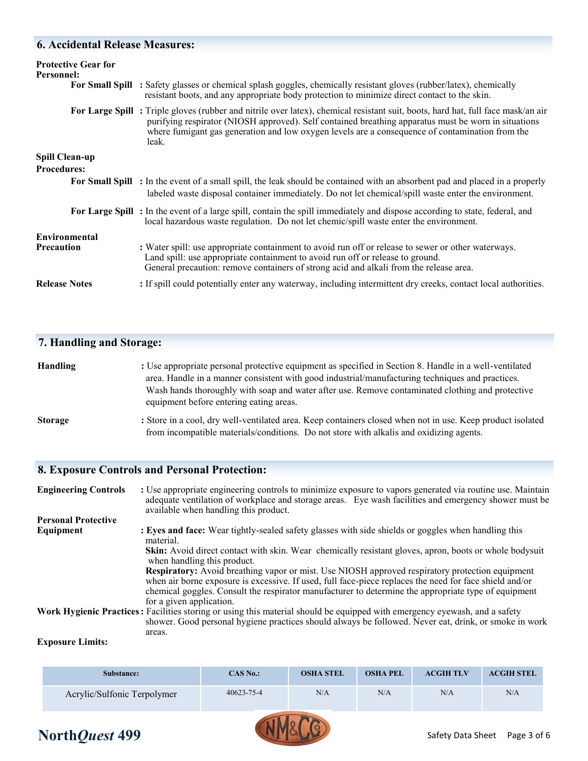## 6. Accidental Release Measures:

**Protective Gear for Personnel:**

**For Small Spill** : Safety glasses or chemical splash goggles, chemically resistant gloves (rubber/latex), chemically resistant boots, and any appropriate body protection to minimize direct contact to the skin.

**For Large Spill** : Triple gloves (rubber and nitrile over latex), chemical resistant suit, boots, hard hat, full face mask/an air purifying respirator (NIOSH approved). Self contained breathing apparatus must be worn in situations where fumigant gas generation and low oxygen levels are a consequence of contamination from the leak.

**Spill Clean-up Procedures:**

**For Small Spill** : In the event of a small spill, the leak should be contained with an absorbent pad and placed in a properly labeled waste disposal container immediately. Do not let chemical/spill waste enter the environment.

**For Large Spill** : In the event of a large spill, contain the spill immediately and dispose according to state, federal, and local hazardous waste regulation. Do not let chemic/spill waste enter the environment.

**Environmental Precaution** : Water spill: use appropriate containment to avoid run off or release to sewer or other waterways. Land spill: use appropriate containment to avoid run off or release to ground. General precaution: remove containers of strong acid and alkali from the release area.

**Release Notes** : If spill could potentially enter any waterway, including intermittent dry creeks, contact local authorities.

## 7. Handling and Storage:

**Handling** : Use appropriate personal protective equipment as specified in Section 8. Handle in a well-ventilated area. Handle in a manner consistent with good industrial/manufacturing techniques and practices. Wash hands thoroughly with soap and water after use. Remove contaminated clothing and protective equipment before entering eating areas.

**Storage** : Store in a cool, dry well-ventilated area. Keep containers closed when not in use. Keep product isolated from incompatible materials/conditions. Do not store with alkalis and oxidizing agents.

## 8. Exposure Controls and Personal Protection:

**Engineering Controls** : Use appropriate engineering controls to minimize exposure to vapors generated via routine use. Maintain adequate ventilation of workplace and storage areas. Eye wash facilities and emergency shower must be available when handling this product.

**Personal Protective Equipment** : **Eyes and face:** Wear tightly-sealed safety glasses with side shields or goggles when handling this material.

**Skin:** Avoid direct contact with skin. Wear chemically resistant gloves, apron, boots or whole bodysuit when handling this product.

**Respiratory:** Avoid breathing vapor or mist. Use NIOSH approved respiratory protection equipment when air borne exposure is excessive. If used, full face-piece replaces the need for face shield and/or chemical goggles. Consult the respirator manufacturer to determine the appropriate type of equipment for a given application.

**Work Hygienic Practices** : Facilities storing or using this material should be equipped with emergency eyewash, and a safety shower. Good personal hygiene practices should always be followed. Never eat, drink, or smoke in work areas.

**Exposure Limits:**

| Substance: | CAS No.: | OSHA STEL | OSHA PEL | ACGIH TLV | ACGIH STEL |
|---|---|---|---|---|---|
| Acrylic/Sulfonic Terpolymer | 40623-75-4 | N/A | N/A | N/A | N/A |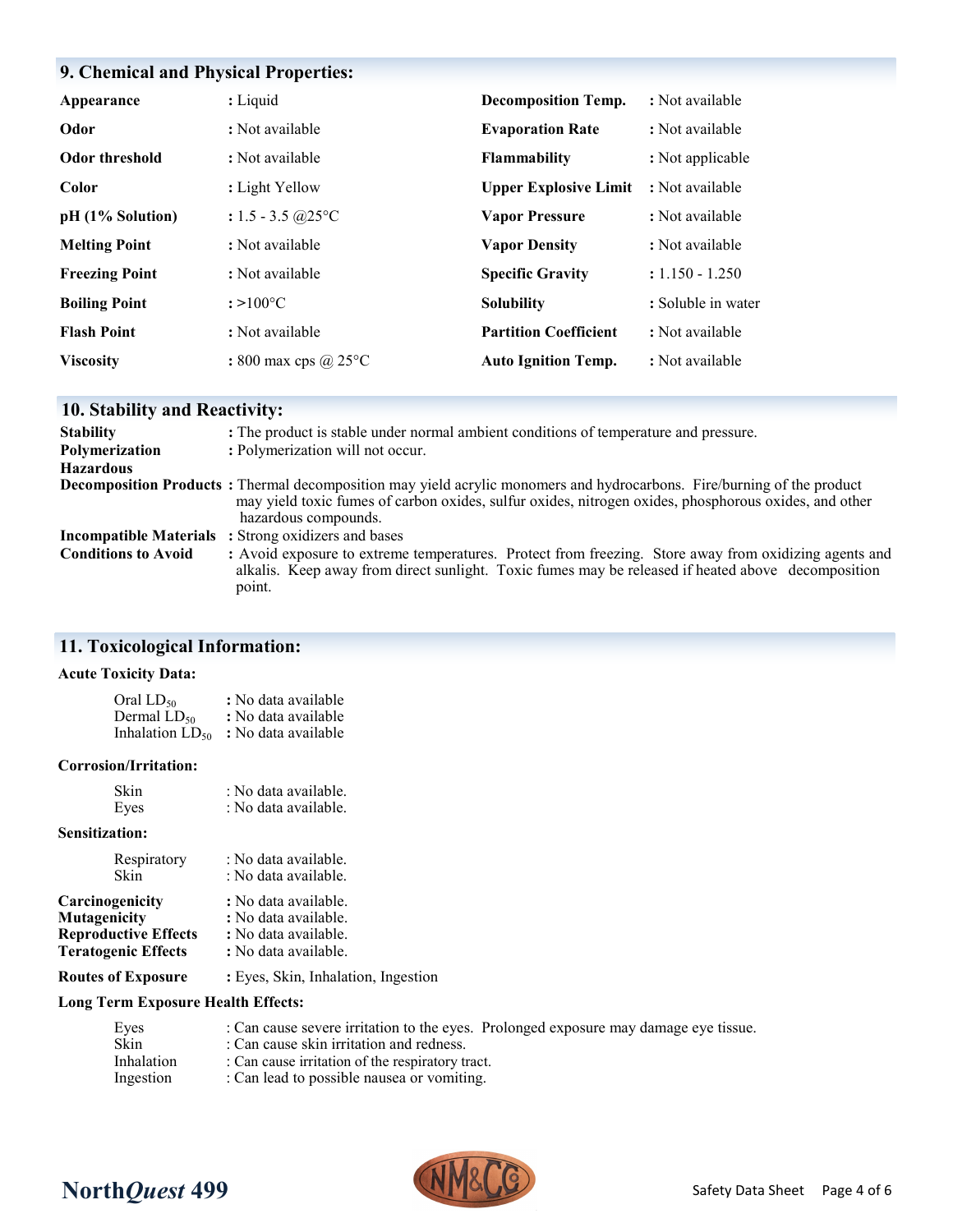## 9. Chemical and Physical Properties:

| Property | Value | Property | Value |
|---|---|---|---|
| **Appearance** | : Liquid | **Decomposition Temp.** | : Not available |
| **Odor** | : Not available | **Evaporation Rate** | : Not available |
| **Odor threshold** | : Not available | **Flammability** | : Not applicable |
| **Color** | : Light Yellow | **Upper Explosive Limit** | : Not available |
| **pH (1% Solution)** | : 1.5 - 3.5 @25°C | **Vapor Pressure** | : Not available |
| **Melting Point** | : Not available | **Vapor Density** | : Not available |
| **Freezing Point** | : Not available | **Specific Gravity** | : 1.150 - 1.250 |
| **Boiling Point** | : >100°C | **Solubility** | : Soluble in water |
| **Flash Point** | : Not available | **Partition Coefficient** | : Not available |
| **Viscosity** | : 800 max cps @ 25°C | **Auto Ignition Temp.** | : Not available |

## 10. Stability and Reactivity:

**Stability** : The product is stable under normal ambient conditions of temperature and pressure.

**Polymerization Hazardous** : Polymerization will not occur.

**Decomposition Products** : Thermal decomposition may yield acrylic monomers and hydrocarbons. Fire/burning of the product may yield toxic fumes of carbon oxides, sulfur oxides, nitrogen oxides, phosphorous oxides, and other hazardous compounds.

**Incompatible Materials** : Strong oxidizers and bases

**Conditions to Avoid** : Avoid exposure to extreme temperatures. Protect from freezing. Store away from oxidizing agents and alkalis. Keep away from direct sunlight. Toxic fumes may be released if heated above decomposition point.

## 11. Toxicological Information:

**Acute Toxicity Data:**

- Oral $LD_{50}$ : No data available
- Dermal $LD_{50}$ : No data available
- Inhalation $LD_{50}$ : No data available

**Corrosion/Irritation:**

- Skin : No data available.
- Eyes : No data available.

**Sensitization:**

- Respiratory : No data available.
- Skin : No data available.

**Carcinogenicity** : No data available.
**Mutagenicity** : No data available.
**Reproductive Effects** : No data available.
**Teratogenic Effects** : No data available.

**Routes of Exposure** : Eyes, Skin, Inhalation, Ingestion

**Long Term Exposure Health Effects:**

- Eyes : Can cause severe irritation to the eyes. Prolonged exposure may damage eye tissue.
- Skin : Can cause skin irritation and redness.
- Inhalation : Can cause irritation of the respiratory tract.
- Ingestion : Can lead to possible nausea or vomiting.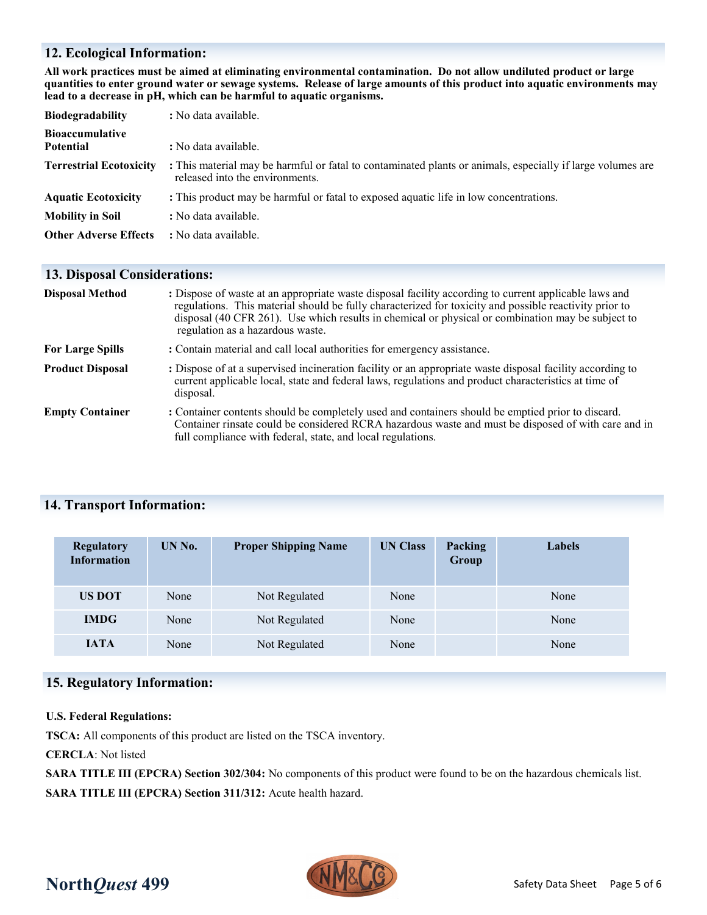## 12. Ecological Information:

**All work practices must be aimed at eliminating environmental contamination. Do not allow undiluted product or large quantities to enter ground water or sewage systems. Release of large amounts of this product into aquatic environments may lead to a decrease in pH, which can be harmful to aquatic organisms.**

**Biodegradability** : No data available.

**Bioaccumulative Potential** : No data available.

**Terrestrial Ecotoxicity** : This material may be harmful or fatal to contaminated plants or animals, especially if large volumes are released into the environments.

**Aquatic Ecotoxicity** : This product may be harmful or fatal to exposed aquatic life in low concentrations.

**Mobility in Soil** : No data available.

**Other Adverse Effects** : No data available.

## 13. Disposal Considerations:

**Disposal Method** : Dispose of waste at an appropriate waste disposal facility according to current applicable laws and regulations. This material should be fully characterized for toxicity and possible reactivity prior to disposal (40 CFR 261). Use which results in chemical or physical or combination may be subject to regulation as a hazardous waste.

**For Large Spills** : Contain material and call local authorities for emergency assistance.

**Product Disposal** : Dispose of at a supervised incineration facility or an appropriate waste disposal facility according to current applicable local, state and federal laws, regulations and product characteristics at time of disposal.

**Empty Container** : Container contents should be completely used and containers should be emptied prior to discard. Container rinsate could be considered RCRA hazardous waste and must be disposed of with care and in full compliance with federal, state, and local regulations.

## 14. Transport Information:

| Regulatory Information | UN No. | Proper Shipping Name | UN Class | Packing Group | Labels |
|---|---|---|---|---|---|
| US DOT | None | Not Regulated | None | | None |
| IMDG | None | Not Regulated | None | | None |
| IATA | None | Not Regulated | None | | None |

## 15. Regulatory Information:

**U.S. Federal Regulations:**

**TSCA:** All components of this product are listed on the TSCA inventory.

**CERCLA**: Not listed

**SARA TITLE III (EPCRA) Section 302/304:** No components of this product were found to be on the hazardous chemicals list.

**SARA TITLE III (EPCRA) Section 311/312:** Acute health hazard.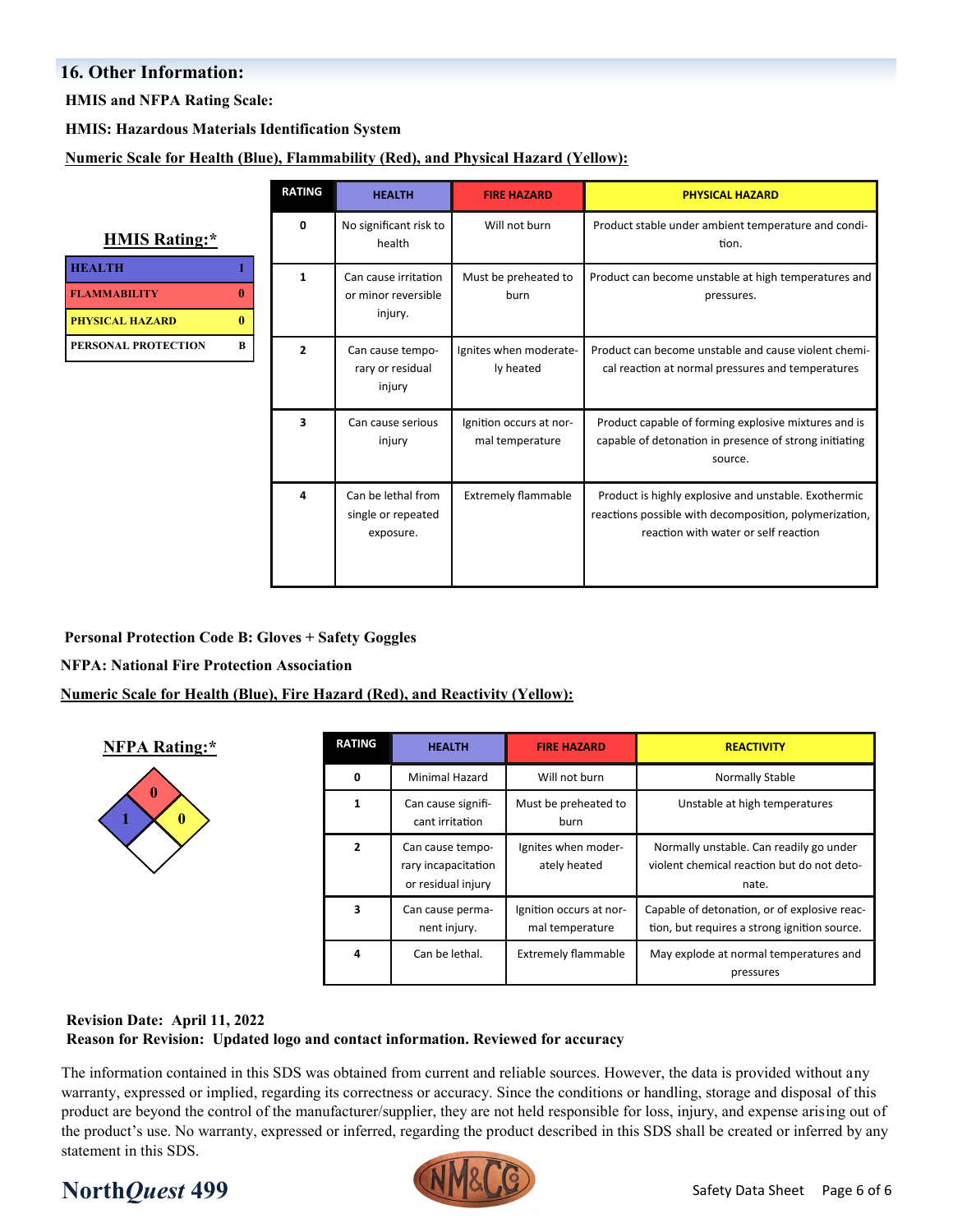## 16. Other Information:

**HMIS and NFPA Rating Scale:**

**HMIS: Hazardous Materials Identification System**

**Numeric Scale for Health (Blue), Flammability (Red), and Physical Hazard (Yellow):**

**HMIS Rating:***

| | |
|---|---|
| HEALTH | 1 |
| FLAMMABILITY | 0 |
| PHYSICAL HAZARD | 0 |
| PERSONAL PROTECTION | B |

| RATING | HEALTH | FIRE HAZARD | PHYSICAL HAZARD |
|---|---|---|---|
| 0 | No significant risk to health | Will not burn | Product stable under ambient temperature and condition. |
| 1 | Can cause irritation or minor reversible injury. | Must be preheated to burn | Product can become unstable at high temperatures and pressures. |
| 2 | Can cause temporary or residual injury | Ignites when moderately heated | Product can become unstable and cause violent chemical reaction at normal pressures and temperatures |
| 3 | Can cause serious injury | Ignition occurs at normal temperature | Product capable of forming explosive mixtures and is capable of detonation in presence of strong initiating source. |
| 4 | Can be lethal from single or repeated exposure. | Extremely flammable | Product is highly explosive and unstable. Exothermic reactions possible with decomposition, polymerization, reaction with water or self reaction |

**Personal Protection Code B: Gloves + Safety Goggles**

**NFPA: National Fire Protection Association**

**Numeric Scale for Health (Blue), Fire Hazard (Red), and Reactivity (Yellow):**

**NFPA Rating:***

Health: 1
Fire Hazard: 0
Reactivity: 0

| RATING | HEALTH | FIRE HAZARD | REACTIVITY |
|---|---|---|---|
| 0 | Minimal Hazard | Will not burn | Normally Stable |
| 1 | Can cause significant irritation | Must be preheated to burn | Unstable at high temperatures |
| 2 | Can cause temporary incapacitation or residual injury | Ignites when moderately heated | Normally unstable. Can readily go under violent chemical reaction but do not detonate. |
| 3 | Can cause permanent injury. | Ignition occurs at normal temperature | Capable of detonation, or of explosive reaction, but requires a strong ignition source. |
| 4 | Can be lethal. | Extremely flammable | May explode at normal temperatures and pressures |

**Revision Date: April 11, 2022**
**Reason for Revision: Updated logo and contact information. Reviewed for accuracy**

The information contained in this SDS was obtained from current and reliable sources. However, the data is provided without any warranty, expressed or implied, regarding its correctness or accuracy. Since the conditions or handling, storage and disposal of this product are beyond the control of the manufacturer/supplier, they are not held responsible for loss, injury, and expense arising out of the product's use. No warranty, expressed or inferred, regarding the product described in this SDS shall be created or inferred by any statement in this SDS.